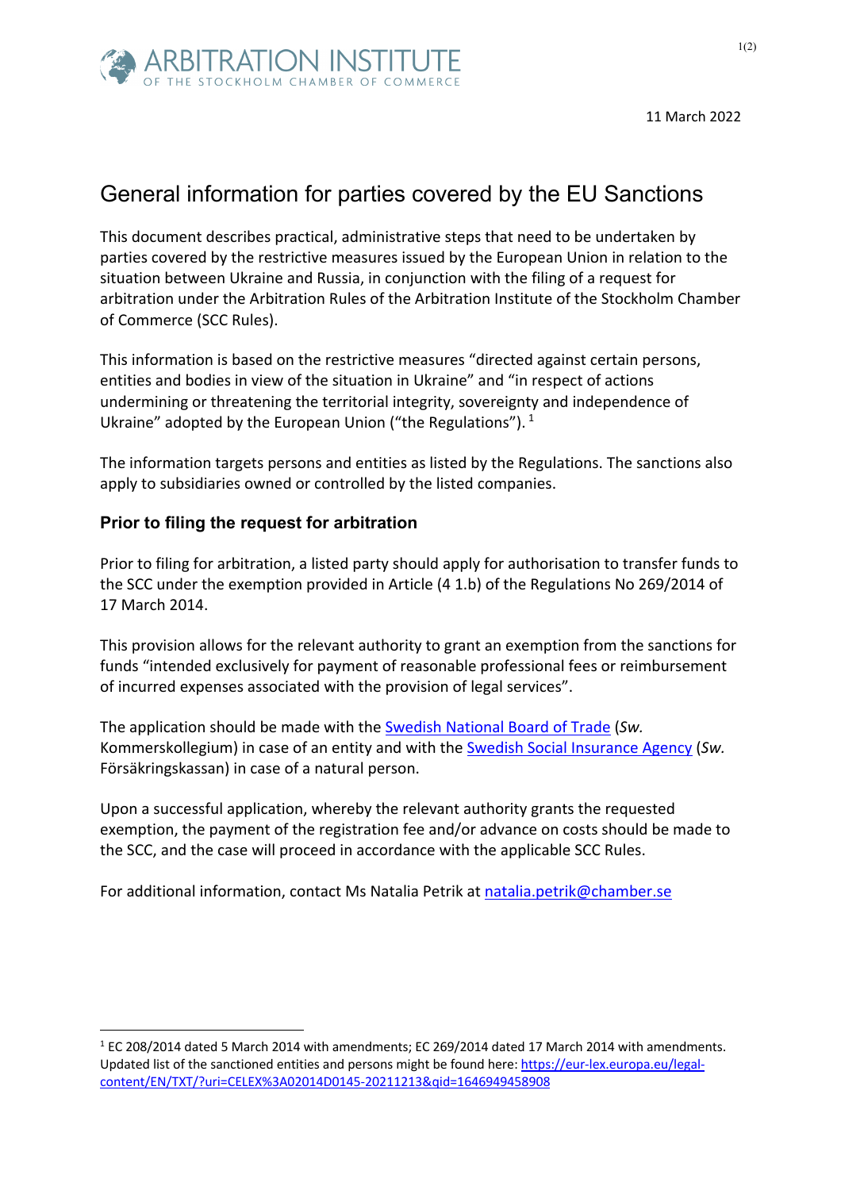ARBITRATION INSTITUTE
OF THE STOCKHOLM CHAMBER OF COMMERCE

11 March 2022

# General information for parties covered by the EU Sanctions

This document describes practical, administrative steps that need to be undertaken by parties covered by the restrictive measures issued by the European Union in relation to the situation between Ukraine and Russia, in conjunction with the filing of a request for arbitration under the Arbitration Rules of the Arbitration Institute of the Stockholm Chamber of Commerce (SCC Rules).

This information is based on the restrictive measures "directed against certain persons, entities and bodies in view of the situation in Ukraine" and "in respect of actions undermining or threatening the territorial integrity, sovereignty and independence of Ukraine" adopted by the European Union ("the Regulations"). [1]

The information targets persons and entities as listed by the Regulations. The sanctions also apply to subsidiaries owned or controlled by the listed companies.

## Prior to filing the request for arbitration

Prior to filing for arbitration, a listed party should apply for authorisation to transfer funds to the SCC under the exemption provided in Article (4 1.b) of the Regulations No 269/2014 of 17 March 2014.

This provision allows for the relevant authority to grant an exemption from the sanctions for funds "intended exclusively for payment of reasonable professional fees or reimbursement of incurred expenses associated with the provision of legal services".

The application should be made with the [Swedish National Board of Trade]() (*Sw.* Kommerskollegium) in case of an entity and with the [Swedish Social Insurance Agency]() (*Sw.* Försäkringskassan) in case of a natural person.

Upon a successful application, whereby the relevant authority grants the requested exemption, the payment of the registration fee and/or advance on costs should be made to the SCC, and the case will proceed in accordance with the applicable SCC Rules.

For additional information, contact Ms Natalia Petrik at [natalia.petrik@chamber.se](mailto:natalia.petrik@chamber.se)

---

[1] EC 208/2014 dated 5 March 2014 with amendments; EC 269/2014 dated 17 March 2014 with amendments. Updated list of the sanctioned entities and persons might be found here: [https://eur-lex.europa.eu/legal-content/EN/TXT/?uri=CELEX%3A02014D0145-20211213&qid=1646949458908](https://eur-lex.europa.eu/legal-content/EN/TXT/?uri=CELEX%3A02014D0145-20211213&qid=1646949458908)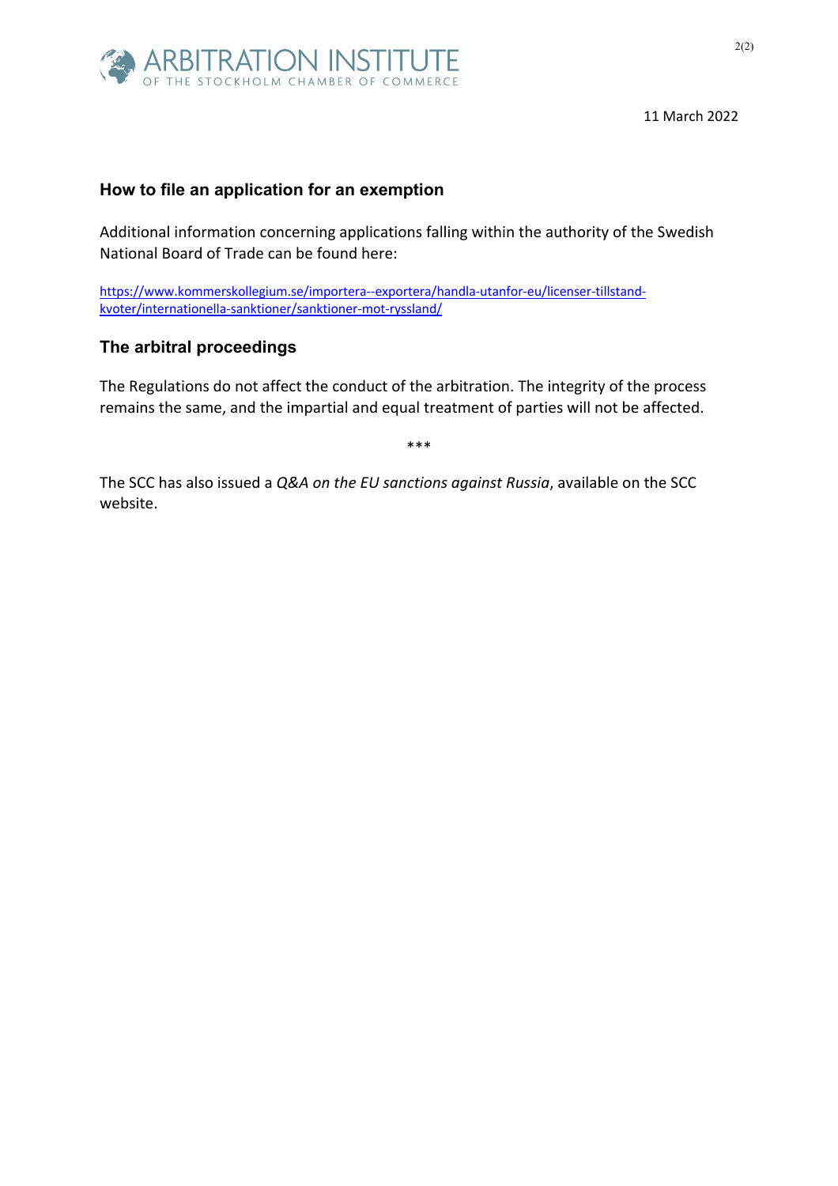11 March 2022

## How to file an application for an exemption

Additional information concerning applications falling within the authority of the Swedish National Board of Trade can be found here:

https://www.kommerskollegium.se/importera--exportera/handla-utanfor-eu/licenser-tillstand-kvoter/internationella-sanktioner/sanktioner-mot-ryssland/

## The arbitral proceedings

The Regulations do not affect the conduct of the arbitration. The integrity of the process remains the same, and the impartial and equal treatment of parties will not be affected.

***

The SCC has also issued a *Q&A on the EU sanctions against Russia*, available on the SCC website.